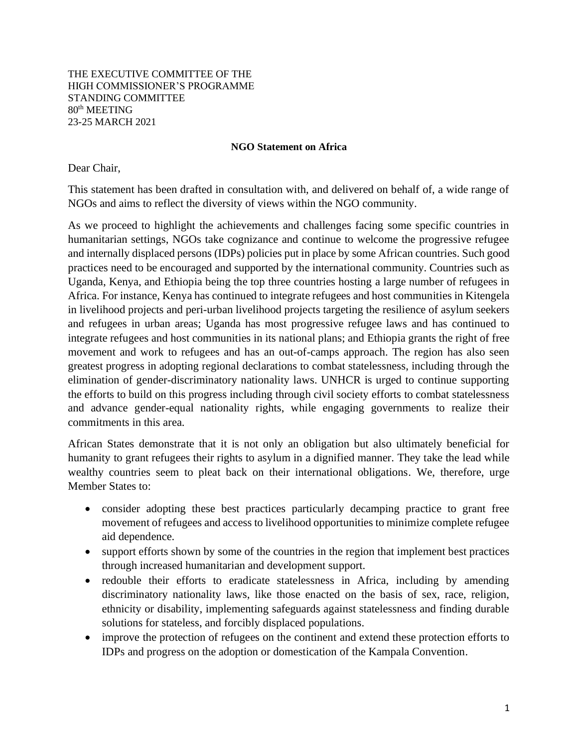THE EXECUTIVE COMMITTEE OF THE
HIGH COMMISSIONER'S PROGRAMME
STANDING COMMITTEE
80th MEETING
23-25 MARCH 2021

**NGO Statement on Africa**

Dear Chair,

This statement has been drafted in consultation with, and delivered on behalf of, a wide range of NGOs and aims to reflect the diversity of views within the NGO community.

As we proceed to highlight the achievements and challenges facing some specific countries in humanitarian settings, NGOs take cognizance and continue to welcome the progressive refugee and internally displaced persons (IDPs) policies put in place by some African countries. Such good practices need to be encouraged and supported by the international community. Countries such as Uganda, Kenya, and Ethiopia being the top three countries hosting a large number of refugees in Africa. For instance, Kenya has continued to integrate refugees and host communities in Kitengela in livelihood projects and peri-urban livelihood projects targeting the resilience of asylum seekers and refugees in urban areas; Uganda has most progressive refugee laws and has continued to integrate refugees and host communities in its national plans; and Ethiopia grants the right of free movement and work to refugees and has an out-of-camps approach. The region has also seen greatest progress in adopting regional declarations to combat statelessness, including through the elimination of gender-discriminatory nationality laws. UNHCR is urged to continue supporting the efforts to build on this progress including through civil society efforts to combat statelessness and advance gender-equal nationality rights, while engaging governments to realize their commitments in this area.

African States demonstrate that it is not only an obligation but also ultimately beneficial for humanity to grant refugees their rights to asylum in a dignified manner. They take the lead while wealthy countries seem to pleat back on their international obligations. We, therefore, urge Member States to:

- consider adopting these best practices particularly decamping practice to grant free movement of refugees and access to livelihood opportunities to minimize complete refugee aid dependence.
- support efforts shown by some of the countries in the region that implement best practices through increased humanitarian and development support.
- redouble their efforts to eradicate statelessness in Africa, including by amending discriminatory nationality laws, like those enacted on the basis of sex, race, religion, ethnicity or disability, implementing safeguards against statelessness and finding durable solutions for stateless, and forcibly displaced populations.
- improve the protection of refugees on the continent and extend these protection efforts to IDPs and progress on the adoption or domestication of the Kampala Convention.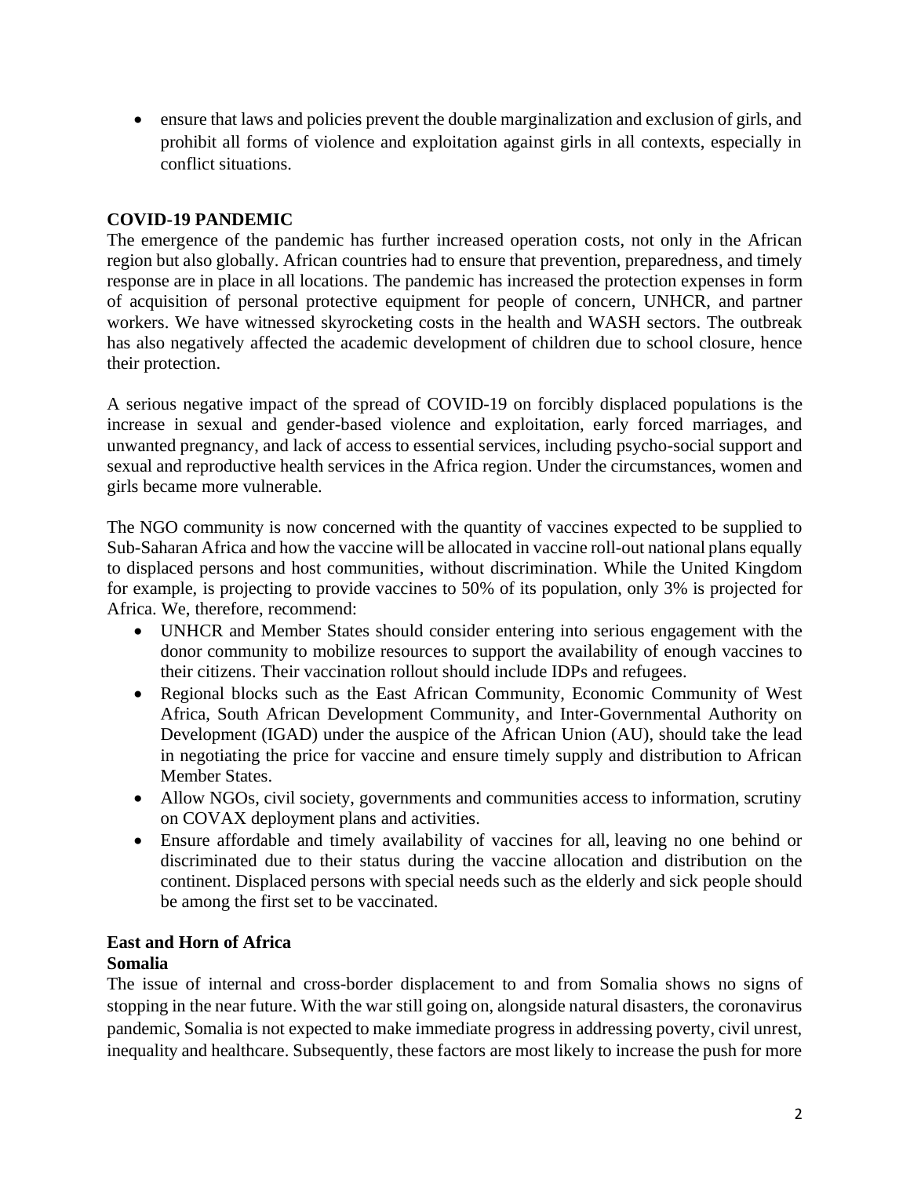- ensure that laws and policies prevent the double marginalization and exclusion of girls, and prohibit all forms of violence and exploitation against girls in all contexts, especially in conflict situations.

## COVID-19 PANDEMIC

The emergence of the pandemic has further increased operation costs, not only in the African region but also globally. African countries had to ensure that prevention, preparedness, and timely response are in place in all locations. The pandemic has increased the protection expenses in form of acquisition of personal protective equipment for people of concern, UNHCR, and partner workers. We have witnessed skyrocketing costs in the health and WASH sectors. The outbreak has also negatively affected the academic development of children due to school closure, hence their protection.

A serious negative impact of the spread of COVID-19 on forcibly displaced populations is the increase in sexual and gender-based violence and exploitation, early forced marriages, and unwanted pregnancy, and lack of access to essential services, including psycho-social support and sexual and reproductive health services in the Africa region. Under the circumstances, women and girls became more vulnerable.

The NGO community is now concerned with the quantity of vaccines expected to be supplied to Sub-Saharan Africa and how the vaccine will be allocated in vaccine roll-out national plans equally to displaced persons and host communities, without discrimination. While the United Kingdom for example, is projecting to provide vaccines to 50% of its population, only 3% is projected for Africa. We, therefore, recommend:

- UNHCR and Member States should consider entering into serious engagement with the donor community to mobilize resources to support the availability of enough vaccines to their citizens. Their vaccination rollout should include IDPs and refugees.
- Regional blocks such as the East African Community, Economic Community of West Africa, South African Development Community, and Inter-Governmental Authority on Development (IGAD) under the auspice of the African Union (AU), should take the lead in negotiating the price for vaccine and ensure timely supply and distribution to African Member States.
- Allow NGOs, civil society, governments and communities access to information, scrutiny on COVAX deployment plans and activities.
- Ensure affordable and timely availability of vaccines for all, leaving no one behind or discriminated due to their status during the vaccine allocation and distribution on the continent. Displaced persons with special needs such as the elderly and sick people should be among the first set to be vaccinated.

## East and Horn of Africa

### Somalia

The issue of internal and cross-border displacement to and from Somalia shows no signs of stopping in the near future. With the war still going on, alongside natural disasters, the coronavirus pandemic, Somalia is not expected to make immediate progress in addressing poverty, civil unrest, inequality and healthcare. Subsequently, these factors are most likely to increase the push for more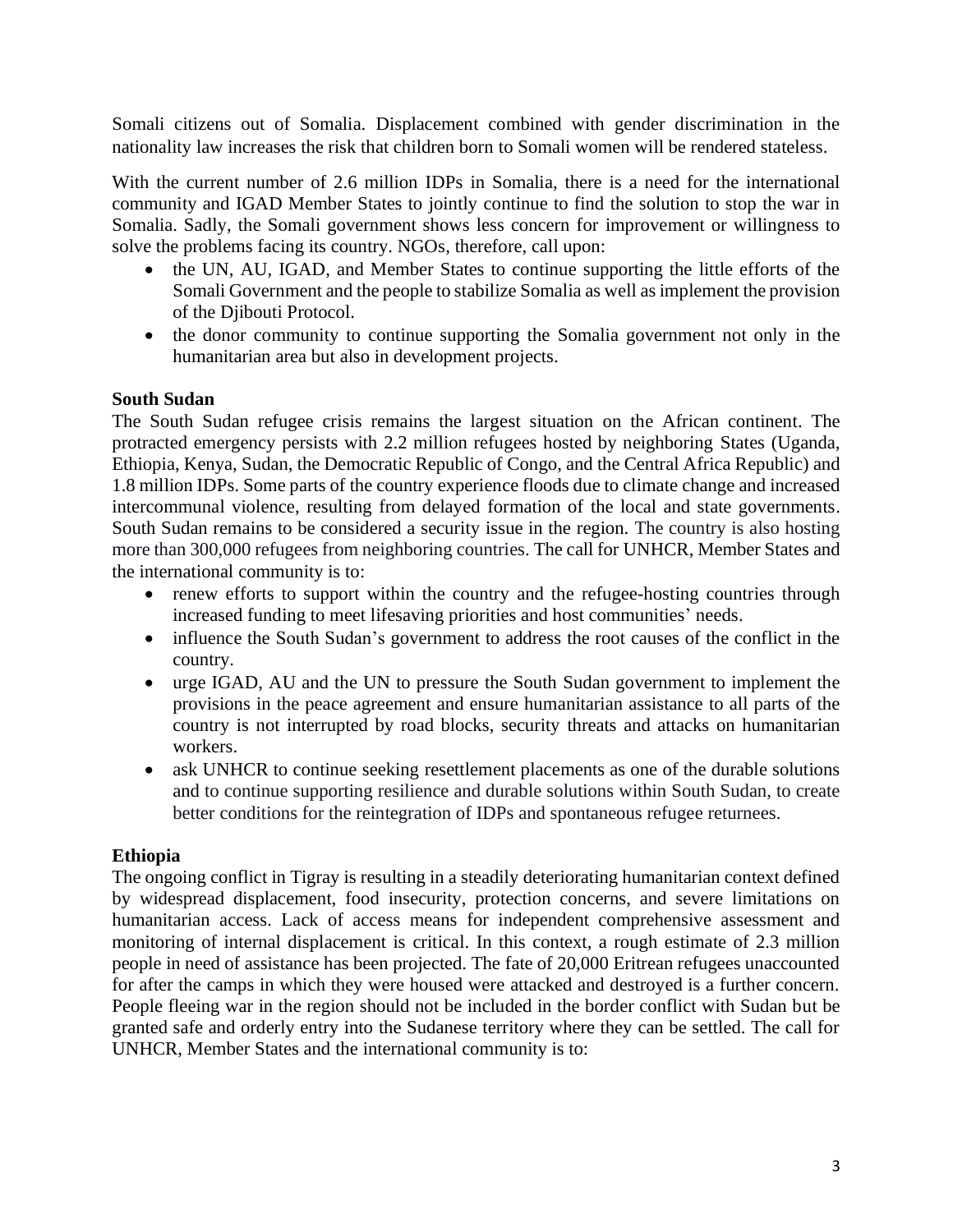Somali citizens out of Somalia. Displacement combined with gender discrimination in the nationality law increases the risk that children born to Somali women will be rendered stateless.

With the current number of 2.6 million IDPs in Somalia, there is a need for the international community and IGAD Member States to jointly continue to find the solution to stop the war in Somalia. Sadly, the Somali government shows less concern for improvement or willingness to solve the problems facing its country. NGOs, therefore, call upon:

- the UN, AU, IGAD, and Member States to continue supporting the little efforts of the Somali Government and the people to stabilize Somalia as well as implement the provision of the Djibouti Protocol.
- the donor community to continue supporting the Somalia government not only in the humanitarian area but also in development projects.

**South Sudan**

The South Sudan refugee crisis remains the largest situation on the African continent. The protracted emergency persists with 2.2 million refugees hosted by neighboring States (Uganda, Ethiopia, Kenya, Sudan, the Democratic Republic of Congo, and the Central Africa Republic) and 1.8 million IDPs. Some parts of the country experience floods due to climate change and increased intercommunal violence, resulting from delayed formation of the local and state governments. South Sudan remains to be considered a security issue in the region. The country is also hosting more than 300,000 refugees from neighboring countries. The call for UNHCR, Member States and the international community is to:

- renew efforts to support within the country and the refugee-hosting countries through increased funding to meet lifesaving priorities and host communities' needs.
- influence the South Sudan's government to address the root causes of the conflict in the country.
- urge IGAD, AU and the UN to pressure the South Sudan government to implement the provisions in the peace agreement and ensure humanitarian assistance to all parts of the country is not interrupted by road blocks, security threats and attacks on humanitarian workers.
- ask UNHCR to continue seeking resettlement placements as one of the durable solutions and to continue supporting resilience and durable solutions within South Sudan, to create better conditions for the reintegration of IDPs and spontaneous refugee returnees.

**Ethiopia**

The ongoing conflict in Tigray is resulting in a steadily deteriorating humanitarian context defined by widespread displacement, food insecurity, protection concerns, and severe limitations on humanitarian access. Lack of access means for independent comprehensive assessment and monitoring of internal displacement is critical. In this context, a rough estimate of 2.3 million people in need of assistance has been projected. The fate of 20,000 Eritrean refugees unaccounted for after the camps in which they were housed were attacked and destroyed is a further concern. People fleeing war in the region should not be included in the border conflict with Sudan but be granted safe and orderly entry into the Sudanese territory where they can be settled. The call for UNHCR, Member States and the international community is to: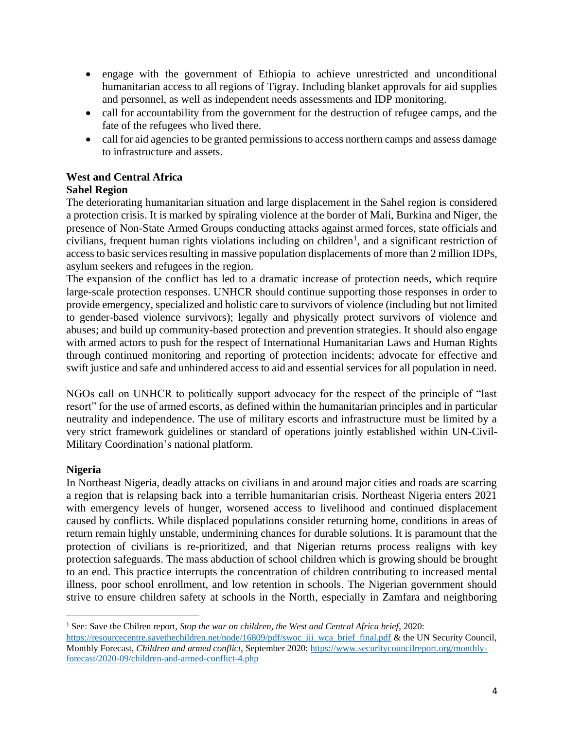- engage with the government of Ethiopia to achieve unrestricted and unconditional humanitarian access to all regions of Tigray. Including blanket approvals for aid supplies and personnel, as well as independent needs assessments and IDP monitoring.
- call for accountability from the government for the destruction of refugee camps, and the fate of the refugees who lived there.
- call for aid agencies to be granted permissions to access northern camps and assess damage to infrastructure and assets.

## West and Central Africa

### Sahel Region

The deteriorating humanitarian situation and large displacement in the Sahel region is considered a protection crisis. It is marked by spiraling violence at the border of Mali, Burkina and Niger, the presence of Non-State Armed Groups conducting attacks against armed forces, state officials and civilians, frequent human rights violations including on children[1], and a significant restriction of access to basic services resulting in massive population displacements of more than 2 million IDPs, asylum seekers and refugees in the region.

The expansion of the conflict has led to a dramatic increase of protection needs, which require large-scale protection responses. UNHCR should continue supporting those responses in order to provide emergency, specialized and holistic care to survivors of violence (including but not limited to gender-based violence survivors); legally and physically protect survivors of violence and abuses; and build up community-based protection and prevention strategies. It should also engage with armed actors to push for the respect of International Humanitarian Laws and Human Rights through continued monitoring and reporting of protection incidents; advocate for effective and swift justice and safe and unhindered access to aid and essential services for all population in need.

NGOs call on UNHCR to politically support advocacy for the respect of the principle of "last resort" for the use of armed escorts, as defined within the humanitarian principles and in particular neutrality and independence. The use of military escorts and infrastructure must be limited by a very strict framework guidelines or standard of operations jointly established within UN-Civil-Military Coordination's national platform.

### Nigeria

In Northeast Nigeria, deadly attacks on civilians in and around major cities and roads are scarring a region that is relapsing back into a terrible humanitarian crisis. Northeast Nigeria enters 2021 with emergency levels of hunger, worsened access to livelihood and continued displacement caused by conflicts. While displaced populations consider returning home, conditions in areas of return remain highly unstable, undermining chances for durable solutions. It is paramount that the protection of civilians is re-prioritized, and that Nigerian returns process realigns with key protection safeguards. The mass abduction of school children which is growing should be brought to an end. This practice interrupts the concentration of children contributing to increased mental illness, poor school enrollment, and low retention in schools. The Nigerian government should strive to ensure children safety at schools in the North, especially in Zamfara and neighboring

---

[1] See: Save the Chilren report, *Stop the war on children, the West and Central Africa brief*, 2020: https://resourcecentre.savethechildren.net/node/16809/pdf/swoc_iii_wca_brief_final.pdf & the UN Security Council, Monthly Forecast, *Children and armed conflict*, September 2020: https://www.securitycouncilreport.org/monthly-forecast/2020-09/children-and-armed-conflict-4.php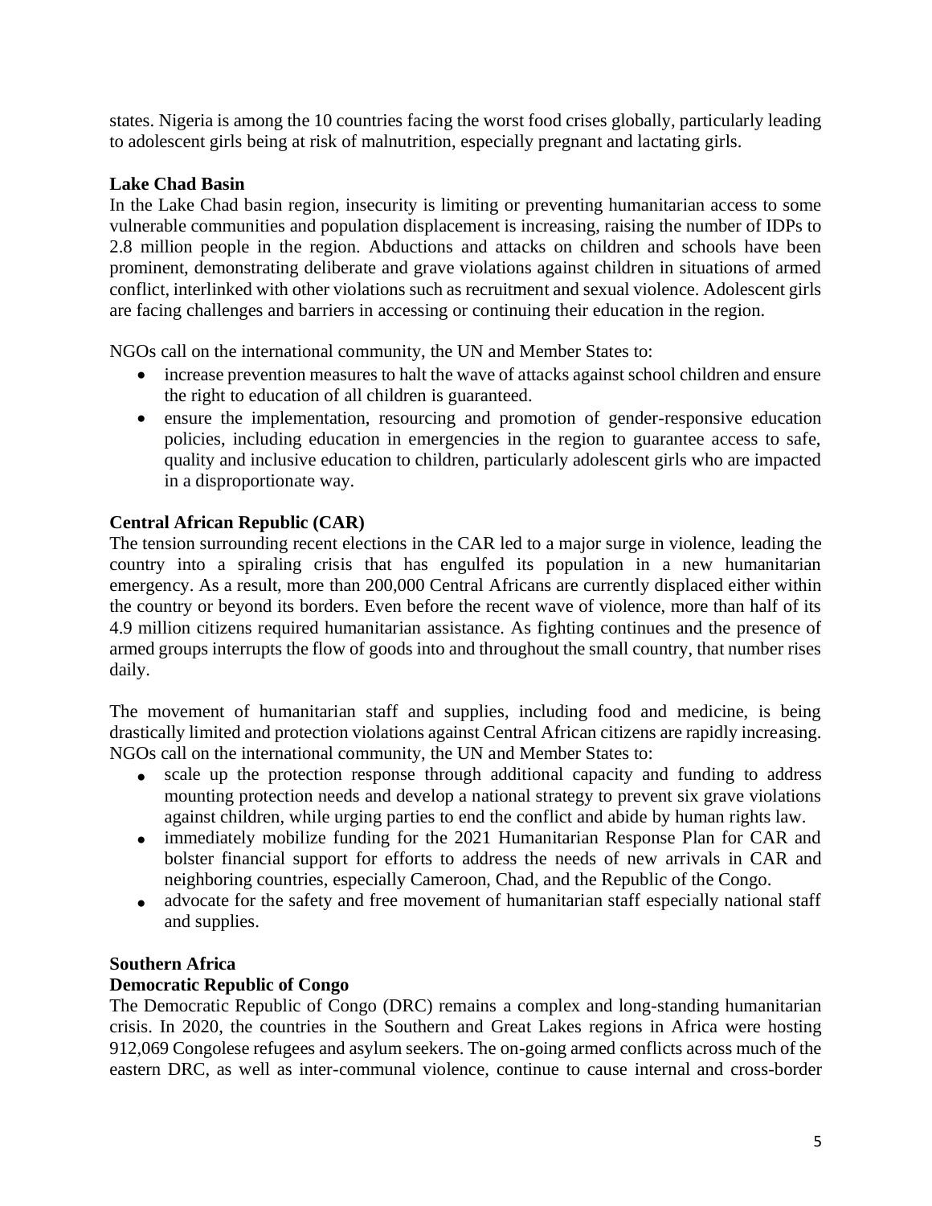states. Nigeria is among the 10 countries facing the worst food crises globally, particularly leading to adolescent girls being at risk of malnutrition, especially pregnant and lactating girls.

**Lake Chad Basin**

In the Lake Chad basin region, insecurity is limiting or preventing humanitarian access to some vulnerable communities and population displacement is increasing, raising the number of IDPs to 2.8 million people in the region. Abductions and attacks on children and schools have been prominent, demonstrating deliberate and grave violations against children in situations of armed conflict, interlinked with other violations such as recruitment and sexual violence. Adolescent girls are facing challenges and barriers in accessing or continuing their education in the region.

NGOs call on the international community, the UN and Member States to:

- increase prevention measures to halt the wave of attacks against school children and ensure the right to education of all children is guaranteed.
- ensure the implementation, resourcing and promotion of gender-responsive education policies, including education in emergencies in the region to guarantee access to safe, quality and inclusive education to children, particularly adolescent girls who are impacted in a disproportionate way.

**Central African Republic (CAR)**

The tension surrounding recent elections in the CAR led to a major surge in violence, leading the country into a spiraling crisis that has engulfed its population in a new humanitarian emergency. As a result, more than 200,000 Central Africans are currently displaced either within the country or beyond its borders. Even before the recent wave of violence, more than half of its 4.9 million citizens required humanitarian assistance. As fighting continues and the presence of armed groups interrupts the flow of goods into and throughout the small country, that number rises daily.

The movement of humanitarian staff and supplies, including food and medicine, is being drastically limited and protection violations against Central African citizens are rapidly increasing. NGOs call on the international community, the UN and Member States to:

- scale up the protection response through additional capacity and funding to address mounting protection needs and develop a national strategy to prevent six grave violations against children, while urging parties to end the conflict and abide by human rights law.
- immediately mobilize funding for the 2021 Humanitarian Response Plan for CAR and bolster financial support for efforts to address the needs of new arrivals in CAR and neighboring countries, especially Cameroon, Chad, and the Republic of the Congo.
- advocate for the safety and free movement of humanitarian staff especially national staff and supplies.

**Southern Africa**

**Democratic Republic of Congo**

The Democratic Republic of Congo (DRC) remains a complex and long-standing humanitarian crisis. In 2020, the countries in the Southern and Great Lakes regions in Africa were hosting 912,069 Congolese refugees and asylum seekers. The on-going armed conflicts across much of the eastern DRC, as well as inter-communal violence, continue to cause internal and cross-border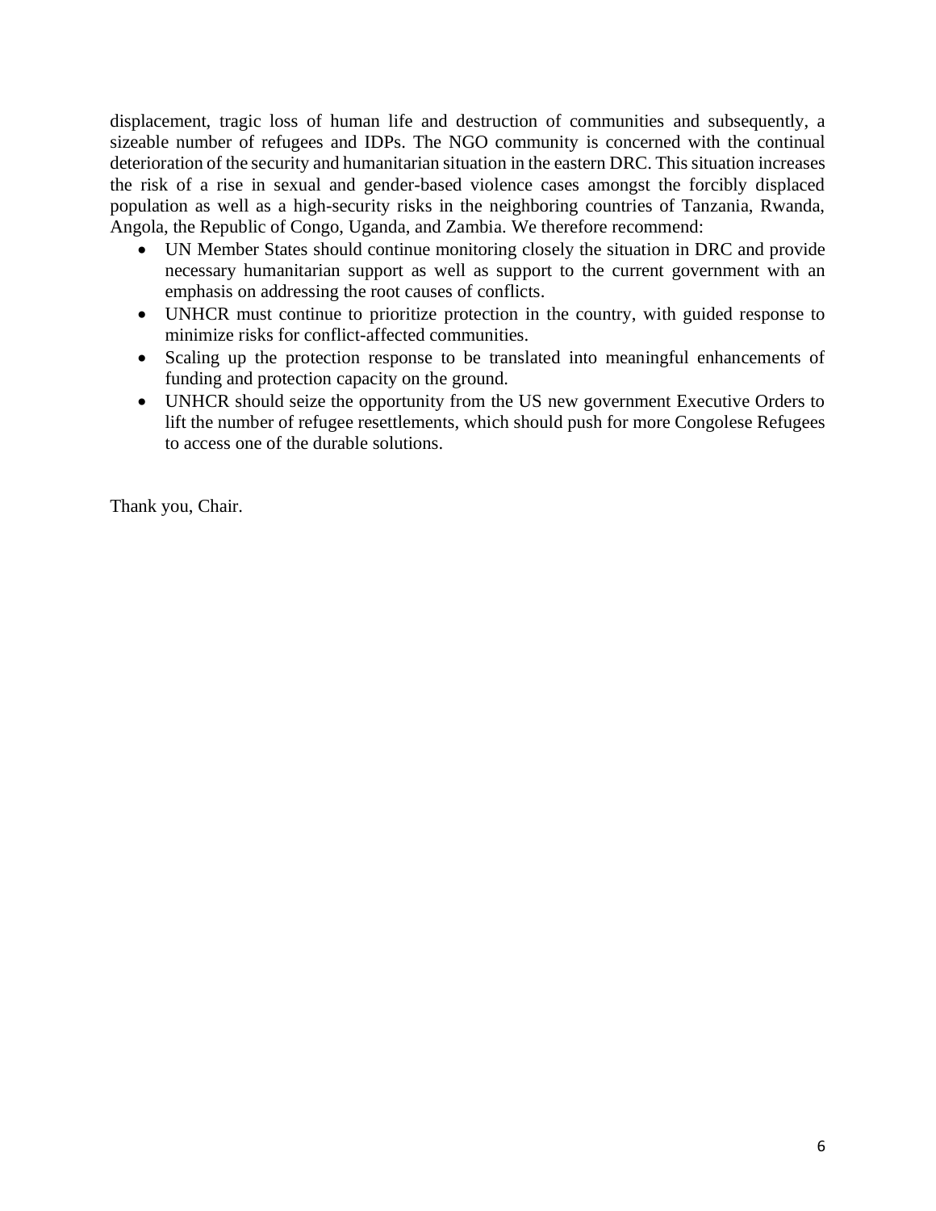displacement, tragic loss of human life and destruction of communities and subsequently, a sizeable number of refugees and IDPs. The NGO community is concerned with the continual deterioration of the security and humanitarian situation in the eastern DRC. This situation increases the risk of a rise in sexual and gender-based violence cases amongst the forcibly displaced population as well as a high-security risks in the neighboring countries of Tanzania, Rwanda, Angola, the Republic of Congo, Uganda, and Zambia. We therefore recommend:

- UN Member States should continue monitoring closely the situation in DRC and provide necessary humanitarian support as well as support to the current government with an emphasis on addressing the root causes of conflicts.
- UNHCR must continue to prioritize protection in the country, with guided response to minimize risks for conflict-affected communities.
- Scaling up the protection response to be translated into meaningful enhancements of funding and protection capacity on the ground.
- UNHCR should seize the opportunity from the US new government Executive Orders to lift the number of refugee resettlements, which should push for more Congolese Refugees to access one of the durable solutions.

Thank you, Chair.